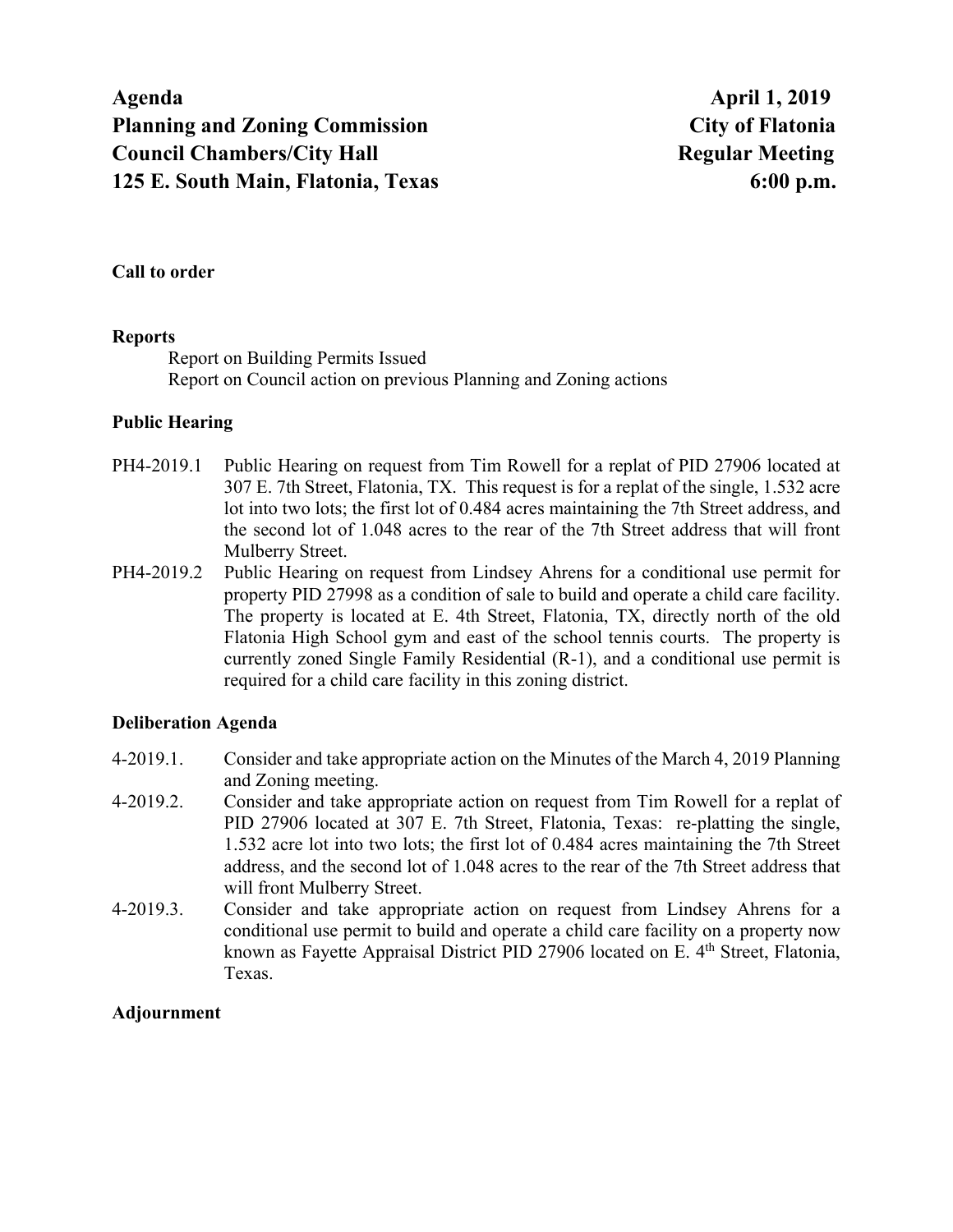**Agenda** **April 1, 2019**
**Planning and Zoning Commission** **City of Flatonia**
**Council Chambers/City Hall** **Regular Meeting**
**125 E. South Main, Flatonia, Texas** **6:00 p.m.**

**Call to order**

**Reports**

Report on Building Permits Issued
Report on Council action on previous Planning and Zoning actions

**Public Hearing**

PH4-2019.1 Public Hearing on request from Tim Rowell for a replat of PID 27906 located at 307 E. 7th Street, Flatonia, TX. This request is for a replat of the single, 1.532 acre lot into two lots; the first lot of 0.484 acres maintaining the 7th Street address, and the second lot of 1.048 acres to the rear of the 7th Street address that will front Mulberry Street.

PH4-2019.2 Public Hearing on request from Lindsey Ahrens for a conditional use permit for property PID 27998 as a condition of sale to build and operate a child care facility. The property is located at E. 4th Street, Flatonia, TX, directly north of the old Flatonia High School gym and east of the school tennis courts. The property is currently zoned Single Family Residential (R-1), and a conditional use permit is required for a child care facility in this zoning district.

**Deliberation Agenda**

4-2019.1. Consider and take appropriate action on the Minutes of the March 4, 2019 Planning and Zoning meeting.

4-2019.2. Consider and take appropriate action on request from Tim Rowell for a replat of PID 27906 located at 307 E. 7th Street, Flatonia, Texas: re-platting the single, 1.532 acre lot into two lots; the first lot of 0.484 acres maintaining the 7th Street address, and the second lot of 1.048 acres to the rear of the 7th Street address that will front Mulberry Street.

4-2019.3. Consider and take appropriate action on request from Lindsey Ahrens for a conditional use permit to build and operate a child care facility on a property now known as Fayette Appraisal District PID 27906 located on E. 4th Street, Flatonia, Texas.

**Adjournment**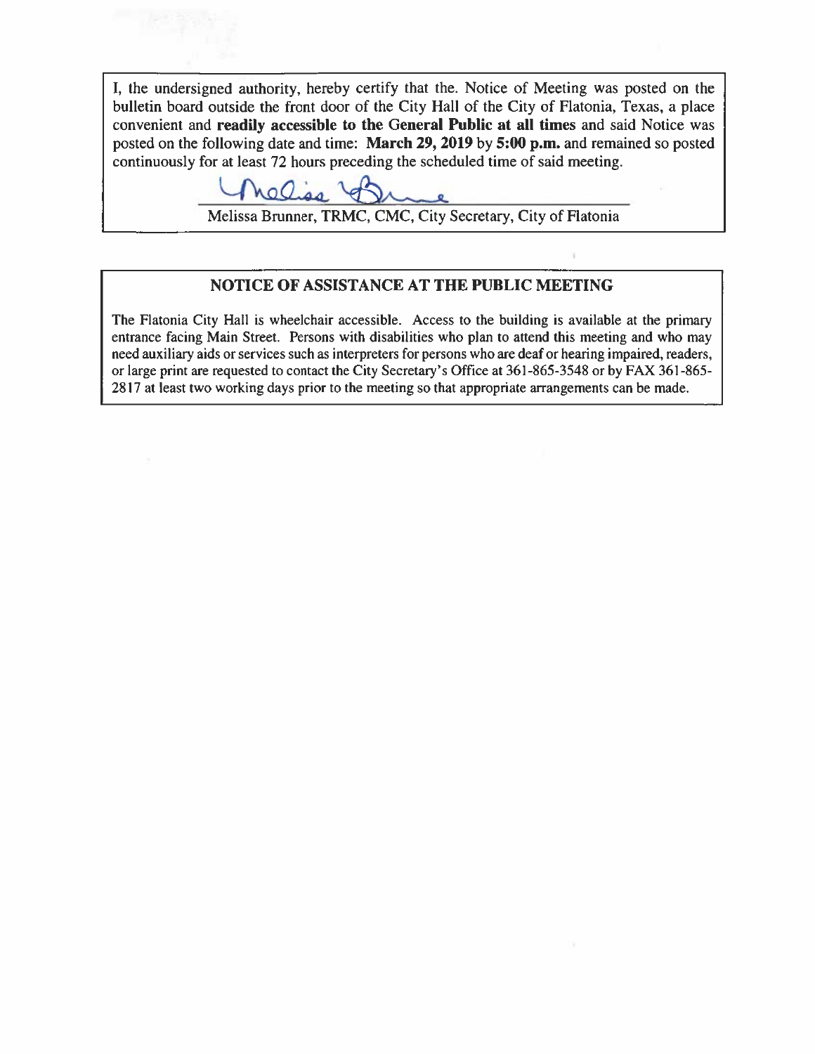I, the undersigned authority, hereby certify that the. Notice of Meeting was posted on the bulletin board outside the front door of the City Hall of the City of Flatonia, Texas, a place convenient and **readily accessible to the General Public at all times** and said Notice was posted on the following date and time: **March 29, 2019** by **5:00 p.m.** and remained so posted continuously for at least 72 hours preceding the scheduled time of said meeting.

Melissa Brunner, TRMC, CMC, City Secretary, City of Flatonia

## NOTICE OF ASSISTANCE AT THE PUBLIC MEETING

The Flatonia City Hall is wheelchair accessible. Access to the building is available at the primary entrance facing Main Street. Persons with disabilities who plan to attend this meeting and who may need auxiliary aids or services such as interpreters for persons who are deaf or hearing impaired, readers, or large print are requested to contact the City Secretary's Office at 361-865-3548 or by FAX 361-865-2817 at least two working days prior to the meeting so that appropriate arrangements can be made.